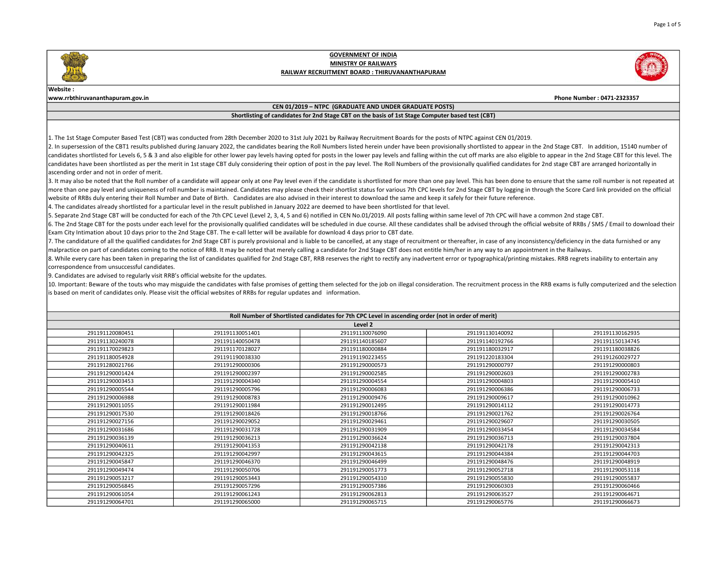**GOVERNMENT OF INDIA**
**MINISTRY OF RAILWAYS**
**RAILWAY RECRUITMENT BOARD : THIRUVANANTHAPURAM**

**Website :**
**www.rrbthiruvananthapuram.gov.in**

**Phone Number : 0471-2323357**

**CEN 01/2019 – NTPC (GRADUATE AND UNDER GRADUATE POSTS)**

**Shortlisting of candidates for 2nd Stage CBT on the basis of 1st Stage Computer based test (CBT)**

1. The 1st Stage Computer Based Test (CBT) was conducted from 28th December 2020 to 31st July 2021 by Railway Recruitment Boards for the posts of NTPC against CEN 01/2019.
2. In supersession of the CBT1 results published during January 2022, the candidates bearing the Roll Numbers listed herein under have been provisionally shortlisted to appear in the 2nd Stage CBT. In addition, 15140 number of candidates shortlisted for Levels 6, 5 & 3 and also eligible for other lower pay levels having opted for posts in the lower pay levels and falling within the cut off marks are also eligible to appear in the 2nd Stage CBT for this level. The candidates have been shortlisted as per the merit in 1st stage CBT duly considering their option of post in the pay level. The Roll Numbers of the provisionally qualified candidates for 2nd stage CBT are arranged horizontally in ascending order and not in order of merit.
3. It may also be noted that the Roll number of a candidate will appear only at one Pay level even if the candidate is shortlisted for more than one pay level. This has been done to ensure that the same roll number is not repeated at more than one pay level and uniqueness of roll number is maintained. Candidates may please check their shortlist status for various 7th CPC levels for 2nd Stage CBT by logging in through the Score Card link provided on the official website of RRBs duly entering their Roll Number and Date of Birth. Candidates are also advised in their interest to download the same and keep it safely for their future reference.
4. The candidates already shortlisted for a particular level in the result published in January 2022 are deemed to have been shortlisted for that level.
5. Separate 2nd Stage CBT will be conducted for each of the 7th CPC Level (Level 2, 3, 4, 5 and 6) notified in CEN No.01/2019. All posts falling within same level of 7th CPC will have a common 2nd stage CBT.
6. The 2nd Stage CBT for the posts under each level for the provisionally qualified candidates will be scheduled in due course. All these candidates shall be advised through the official website of RRBs / SMS / Email to download their Exam City Intimation about 10 days prior to the 2nd Stage CBT. The e-call letter will be available for download 4 days prior to CBT date.
7. The candidature of all the qualified candidates for 2nd Stage CBT is purely provisional and is liable to be cancelled, at any stage of recruitment or thereafter, in case of any inconsistency/deficiency in the data furnished or any malpractice on part of candidates coming to the notice of RRB. It may be noted that merely calling a candidate for 2nd Stage CBT does not entitle him/her in any way to an appointment in the Railways.
8. While every care has been taken in preparing the list of candidates qualified for 2nd Stage CBT, RRB reserves the right to rectify any inadvertent error or typographical/printing mistakes. RRB regrets inability to entertain any correspondence from unsuccessful candidates.
9. Candidates are advised to regularly visit RRB's official website for the updates.
10. Important: Beware of the touts who may misguide the candidates with false promises of getting them selected for the job on illegal consideration. The recruitment process in the RRB exams is fully computerized and the selection is based on merit of candidates only. Please visit the official websites of RRBs for regular updates and information.

**Roll Number of Shortlisted candidates for 7th CPC Level in ascending order (not in order of merit)**

**Level 2**

| | | | | |
|---|---|---|---|---|
| 291191120080451 | 291191130051401 | 291191130076090 | 291191130140092 | 291191130162935 |
| 291191130240078 | 291191140050478 | 291191140185607 | 291191140192766 | 291191150134745 |
| 291191170029823 | 291191170128027 | 291191180000884 | 291191180032917 | 291191180038826 |
| 291191180054928 | 291191190038330 | 291191190223455 | 291191220183304 | 291191260029727 |
| 291191280021766 | 291191290000306 | 291191290000573 | 291191290000797 | 291191290000803 |
| 291191290001424 | 291191290002397 | 291191290002585 | 291191290002603 | 291191290002783 |
| 291191290003453 | 291191290004340 | 291191290004554 | 291191290004803 | 291191290005410 |
| 291191290005544 | 291191290005796 | 291191290006083 | 291191290006386 | 291191290006733 |
| 291191290006988 | 291191290008783 | 291191290009476 | 291191290009617 | 291191290010962 |
| 291191290011055 | 291191290011984 | 291191290012495 | 291191290014112 | 291191290014773 |
| 291191290017530 | 291191290018426 | 291191290018766 | 291191290021762 | 291191290026764 |
| 291191290027156 | 291191290029052 | 291191290029461 | 291191290029607 | 291191290030505 |
| 291191290031686 | 291191290031728 | 291191290031909 | 291191290033454 | 291191290034584 |
| 291191290036139 | 291191290036213 | 291191290036624 | 291191290036713 | 291191290037804 |
| 291191290040611 | 291191290041353 | 291191290042138 | 291191290042178 | 291191290042313 |
| 291191290042325 | 291191290042997 | 291191290043615 | 291191290044384 | 291191290044703 |
| 291191290045847 | 291191290046370 | 291191290046499 | 291191290048476 | 291191290048919 |
| 291191290049474 | 291191290050706 | 291191290051773 | 291191290052718 | 291191290053118 |
| 291191290053217 | 291191290053443 | 291191290054310 | 291191290055830 | 291191290055837 |
| 291191290056845 | 291191290057296 | 291191290057386 | 291191290060303 | 291191290060466 |
| 291191290061054 | 291191290061243 | 291191290062813 | 291191290063527 | 291191290064671 |
| 291191290064701 | 291191290065000 | 291191290065715 | 291191290065776 | 291191290066673 |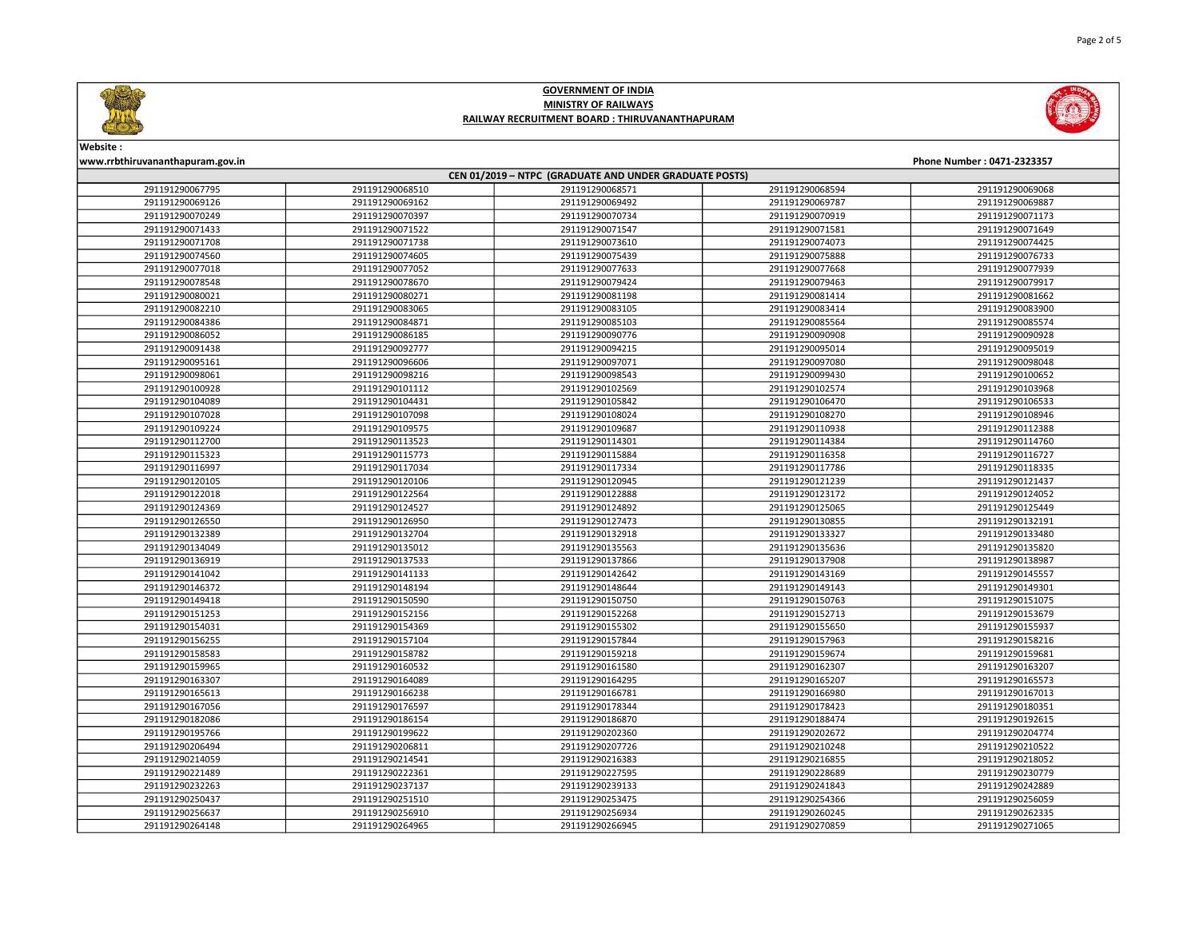# GOVERNMENT OF INDIA

## MINISTRY OF RAILWAYS

## RAILWAY RECRUITMENT BOARD : THIRUVANANTHAPURAM

Website :
www.rrbthiruvananthapuram.gov.in

Phone Number : 0471-2323357

| CEN 01/2019 – NTPC (GRADUATE AND UNDER GRADUATE POSTS) | | | | |
|---|---|---|---|---|
| 291191290067795 | 291191290068510 | 291191290068571 | 291191290068594 | 291191290069068 |
| 291191290069126 | 291191290069162 | 291191290069492 | 291191290069787 | 291191290069887 |
| 291191290070249 | 291191290070397 | 291191290070734 | 291191290070919 | 291191290071173 |
| 291191290071433 | 291191290071522 | 291191290071547 | 291191290071581 | 291191290071649 |
| 291191290071708 | 291191290071738 | 291191290073610 | 291191290074073 | 291191290074425 |
| 291191290074560 | 291191290074605 | 291191290075439 | 291191290075888 | 291191290076733 |
| 291191290077018 | 291191290077052 | 291191290077633 | 291191290077668 | 291191290077939 |
| 291191290078548 | 291191290078670 | 291191290079424 | 291191290079463 | 291191290079917 |
| 291191290080021 | 291191290080271 | 291191290081198 | 291191290081414 | 291191290081662 |
| 291191290082210 | 291191290083065 | 291191290083105 | 291191290083414 | 291191290083900 |
| 291191290084386 | 291191290084871 | 291191290085103 | 291191290085564 | 291191290085574 |
| 291191290086052 | 291191290086185 | 291191290090776 | 291191290090908 | 291191290090928 |
| 291191290091438 | 291191290092777 | 291191290094215 | 291191290095014 | 291191290095019 |
| 291191290095161 | 291191290096606 | 291191290097071 | 291191290097080 | 291191290098048 |
| 291191290098061 | 291191290098216 | 291191290098543 | 291191290099430 | 291191290100652 |
| 291191290100928 | 291191290101112 | 291191290102569 | 291191290102574 | 291191290103968 |
| 291191290104089 | 291191290104431 | 291191290105842 | 291191290106470 | 291191290106533 |
| 291191290107028 | 291191290107098 | 291191290108024 | 291191290108270 | 291191290108946 |
| 291191290109224 | 291191290109575 | 291191290109687 | 291191290110938 | 291191290112388 |
| 291191290112700 | 291191290113523 | 291191290114301 | 291191290114384 | 291191290114760 |
| 291191290115323 | 291191290115773 | 291191290115884 | 291191290116358 | 291191290116727 |
| 291191290116997 | 291191290117034 | 291191290117334 | 291191290117786 | 291191290118335 |
| 291191290120105 | 291191290120106 | 291191290120945 | 291191290121239 | 291191290121437 |
| 291191290122018 | 291191290122564 | 291191290122888 | 291191290123172 | 291191290124052 |
| 291191290124369 | 291191290124527 | 291191290124892 | 291191290125065 | 291191290125449 |
| 291191290126550 | 291191290126950 | 291191290127473 | 291191290130855 | 291191290132191 |
| 291191290132389 | 291191290132704 | 291191290132918 | 291191290133327 | 291191290133480 |
| 291191290134049 | 291191290135012 | 291191290135563 | 291191290135636 | 291191290135820 |
| 291191290136919 | 291191290137533 | 291191290137866 | 291191290137908 | 291191290138987 |
| 291191290141042 | 291191290141133 | 291191290142642 | 291191290143169 | 291191290145557 |
| 291191290146372 | 291191290148194 | 291191290148644 | 291191290149143 | 291191290149301 |
| 291191290149418 | 291191290150590 | 291191290150750 | 291191290150763 | 291191290151075 |
| 291191290151253 | 291191290152156 | 291191290152268 | 291191290152713 | 291191290153679 |
| 291191290154031 | 291191290154369 | 291191290155302 | 291191290155650 | 291191290155937 |
| 291191290156255 | 291191290157104 | 291191290157844 | 291191290157963 | 291191290158216 |
| 291191290158583 | 291191290158782 | 291191290159218 | 291191290159674 | 291191290159681 |
| 291191290159965 | 291191290160532 | 291191290161580 | 291191290162307 | 291191290163207 |
| 291191290163307 | 291191290164089 | 291191290164295 | 291191290165207 | 291191290165573 |
| 291191290165613 | 291191290166238 | 291191290166781 | 291191290166980 | 291191290167013 |
| 291191290167056 | 291191290176597 | 291191290178344 | 291191290178423 | 291191290180351 |
| 291191290182086 | 291191290186154 | 291191290186870 | 291191290188474 | 291191290192615 |
| 291191290195766 | 291191290199622 | 291191290202360 | 291191290202672 | 291191290204774 |
| 291191290206494 | 291191290206811 | 291191290207726 | 291191290210248 | 291191290210522 |
| 291191290214059 | 291191290214541 | 291191290216383 | 291191290216855 | 291191290218052 |
| 291191290221489 | 291191290222361 | 291191290227595 | 291191290228689 | 291191290230779 |
| 291191290232263 | 291191290237137 | 291191290239133 | 291191290241843 | 291191290242889 |
| 291191290250437 | 291191290251510 | 291191290253475 | 291191290254366 | 291191290256059 |
| 291191290256637 | 291191290256910 | 291191290256934 | 291191290260245 | 291191290262335 |
| 291191290264148 | 291191290264965 | 291191290266945 | 291191290270859 | 291191290271065 |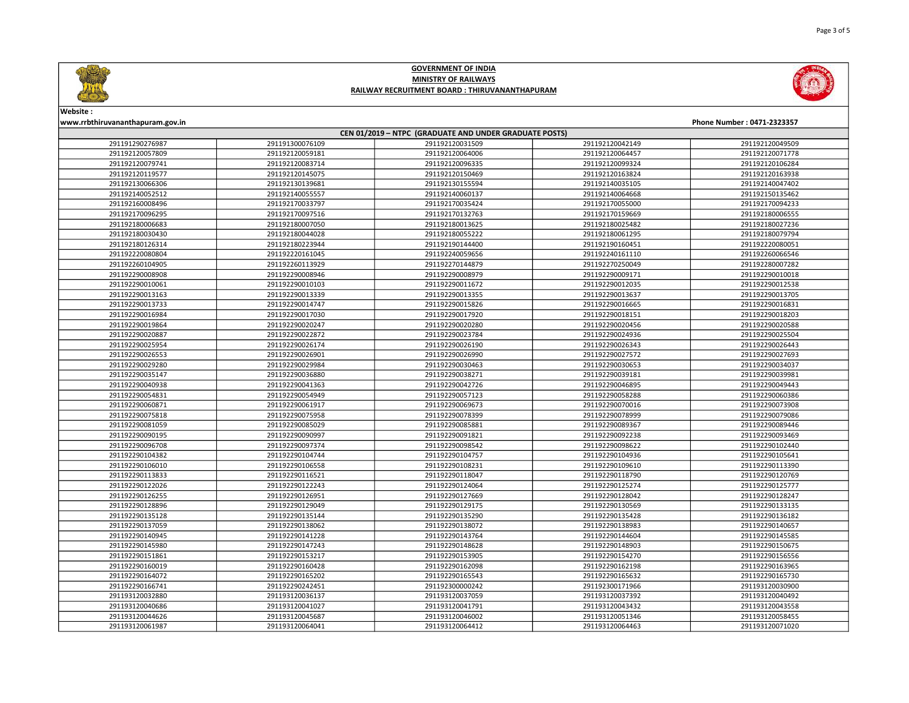# GOVERNMENT OF INDIA
## MINISTRY OF RAILWAYS
## RAILWAY RECRUITMENT BOARD : THIRUVANANTHAPURAM

**Website :**
**www.rrbthiruvananthapuram.gov.in**

**Phone Number : 0471-2323357**

| CEN 01/2019 – NTPC (GRADUATE AND UNDER GRADUATE POSTS) | | | | |
|---|---|---|---|---|
| 291191290276987 | 291191300076109 | 291192120031509 | 291192120042149 | 291192120049509 |
| 291192120057809 | 291192120059181 | 291192120064006 | 291192120064457 | 291192120071778 |
| 291192120079741 | 291192120083714 | 291192120096335 | 291192120099324 | 291192120106284 |
| 291192120119577 | 291192120145075 | 291192120150469 | 291192120163824 | 291192120163938 |
| 291192130066306 | 291192130139681 | 291192130155594 | 291192140035105 | 291192140047402 |
| 291192140052512 | 291192140055557 | 291192140060137 | 291192140064668 | 291192150135462 |
| 291192160008496 | 291192170033797 | 291192170035424 | 291192170055000 | 291192170094233 |
| 291192170096295 | 291192170097516 | 291192170132763 | 291192170159669 | 291192180006555 |
| 291192180006683 | 291192180007050 | 291192180013625 | 291192180025482 | 291192180027236 |
| 291192180030430 | 291192180044028 | 291192180055222 | 291192180061295 | 291192180079794 |
| 291192180126314 | 291192180223944 | 291192190144400 | 291192190160451 | 291192220080051 |
| 291192220080804 | 291192220161045 | 291192240059656 | 291192240161110 | 291192260066546 |
| 291192260104905 | 291192260113929 | 291192270144879 | 291192270250049 | 291192280007282 |
| 291192290008908 | 291192290008946 | 291192290008979 | 291192290009171 | 291192290010018 |
| 291192290010061 | 291192290010103 | 291192290011672 | 291192290012035 | 291192290012538 |
| 291192290013163 | 291192290013339 | 291192290013355 | 291192290013637 | 291192290013705 |
| 291192290013733 | 291192290014747 | 291192290015826 | 291192290016665 | 291192290016831 |
| 291192290016984 | 291192290017030 | 291192290017920 | 291192290018151 | 291192290018203 |
| 291192290019864 | 291192290020247 | 291192290020280 | 291192290020456 | 291192290020588 |
| 291192290020887 | 291192290022872 | 291192290023784 | 291192290024936 | 291192290025504 |
| 291192290025954 | 291192290026174 | 291192290026190 | 291192290026343 | 291192290026443 |
| 291192290026553 | 291192290026901 | 291192290026990 | 291192290027572 | 291192290027693 |
| 291192290029280 | 291192290029984 | 291192290030463 | 291192290030653 | 291192290034037 |
| 291192290035147 | 291192290036880 | 291192290038271 | 291192290039181 | 291192290039981 |
| 291192290040938 | 291192290041363 | 291192290042726 | 291192290046895 | 291192290049443 |
| 291192290054831 | 291192290054949 | 291192290057123 | 291192290058288 | 291192290060386 |
| 291192290060871 | 291192290061917 | 291192290069673 | 291192290070016 | 291192290073908 |
| 291192290075818 | 291192290075958 | 291192290078399 | 291192290078999 | 291192290079086 |
| 291192290081059 | 291192290085029 | 291192290085881 | 291192290089367 | 291192290089446 |
| 291192290090195 | 291192290090997 | 291192290091821 | 291192290092238 | 291192290093469 |
| 291192290096708 | 291192290097374 | 291192290098542 | 291192290098622 | 291192290102440 |
| 291192290104382 | 291192290104744 | 291192290104757 | 291192290104936 | 291192290105641 |
| 291192290106010 | 291192290106558 | 291192290108231 | 291192290109610 | 291192290113390 |
| 291192290113833 | 291192290116521 | 291192290118047 | 291192290118790 | 291192290120769 |
| 291192290122026 | 291192290122243 | 291192290124064 | 291192290125274 | 291192290125777 |
| 291192290126255 | 291192290126951 | 291192290127669 | 291192290128042 | 291192290128247 |
| 291192290128896 | 291192290129049 | 291192290129175 | 291192290130569 | 291192290133135 |
| 291192290135128 | 291192290135144 | 291192290135290 | 291192290135428 | 291192290136182 |
| 291192290137059 | 291192290138062 | 291192290138072 | 291192290138983 | 291192290140657 |
| 291192290140945 | 291192290141228 | 291192290143764 | 291192290144604 | 291192290145585 |
| 291192290145980 | 291192290147243 | 291192290148628 | 291192290148903 | 291192290150675 |
| 291192290151861 | 291192290153217 | 291192290153905 | 291192290154270 | 291192290156556 |
| 291192290160019 | 291192290160428 | 291192290162098 | 291192290162198 | 291192290163965 |
| 291192290164072 | 291192290165202 | 291192290165543 | 291192290165632 | 291192290165730 |
| 291192290166741 | 291192290242451 | 291192300000242 | 291192300171966 | 291193120030900 |
| 291193120032880 | 291193120036137 | 291193120037059 | 291193120037392 | 291193120040492 |
| 291193120040686 | 291193120041027 | 291193120041791 | 291193120043432 | 291193120043558 |
| 291193120044626 | 291193120045687 | 291193120046002 | 291193120051346 | 291193120058455 |
| 291193120061987 | 291193120064041 | 291193120064412 | 291193120064463 | 291193120071020 |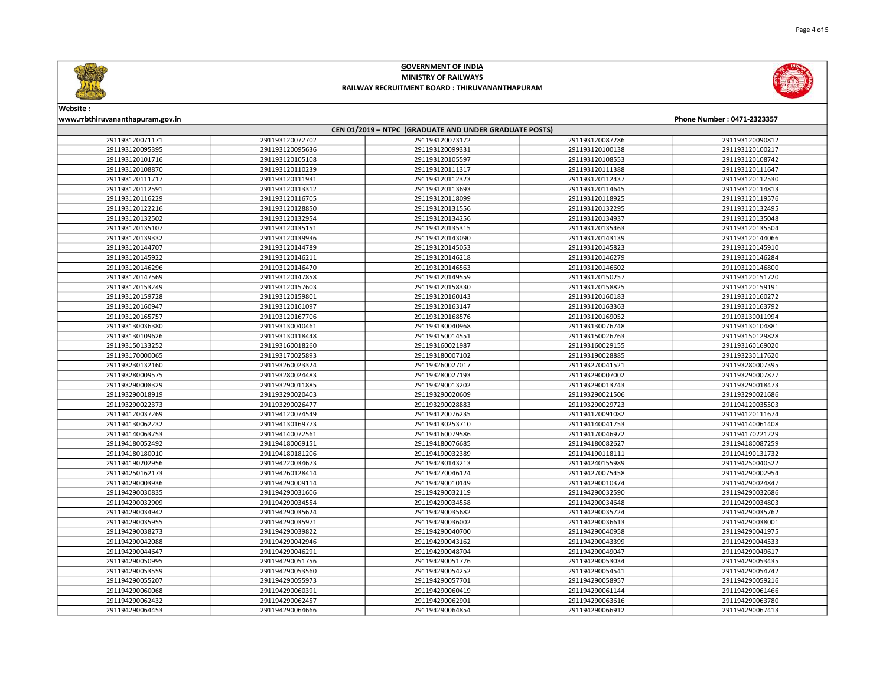# GOVERNMENT OF INDIA
## MINISTRY OF RAILWAYS
### RAILWAY RECRUITMENT BOARD : THIRUVANANTHAPURAM

Website :
www.rrbthiruvananthapuram.gov.in

Phone Number : 0471-2323357

| CEN 01/2019 – NTPC (GRADUATE AND UNDER GRADUATE POSTS) | | | | |
|---|---|---|---|---|
| 291193120071171 | 291193120072702 | 291193120073172 | 291193120087286 | 291193120090812 |
| 291193120095395 | 291193120095636 | 291193120099331 | 291193120100138 | 291193120100217 |
| 291193120101716 | 291193120105108 | 291193120105597 | 291193120108553 | 291193120108742 |
| 291193120108870 | 291193120110239 | 291193120111317 | 291193120111388 | 291193120111647 |
| 291193120111717 | 291193120111931 | 291193120112323 | 291193120112437 | 291193120112530 |
| 291193120112591 | 291193120113312 | 291193120113693 | 291193120114645 | 291193120114813 |
| 291193120116229 | 291193120116705 | 291193120118099 | 291193120118925 | 291193120119576 |
| 291193120122216 | 291193120128850 | 291193120131556 | 291193120132295 | 291193120132495 |
| 291193120132502 | 291193120132954 | 291193120134256 | 291193120134937 | 291193120135048 |
| 291193120135107 | 291193120135151 | 291193120135315 | 291193120135463 | 291193120135504 |
| 291193120139332 | 291193120139936 | 291193120143090 | 291193120143139 | 291193120144066 |
| 291193120144707 | 291193120144789 | 291193120145053 | 291193120145823 | 291193120145910 |
| 291193120145922 | 291193120146211 | 291193120146218 | 291193120146279 | 291193120146284 |
| 291193120146296 | 291193120146470 | 291193120146563 | 291193120146602 | 291193120146800 |
| 291193120147569 | 291193120147858 | 291193120149559 | 291193120150257 | 291193120151720 |
| 291193120153249 | 291193120157603 | 291193120158330 | 291193120158825 | 291193120159191 |
| 291193120159728 | 291193120159801 | 291193120160143 | 291193120160183 | 291193120160272 |
| 291193120160947 | 291193120161097 | 291193120163147 | 291193120163363 | 291193120163792 |
| 291193120165757 | 291193120167706 | 291193120168576 | 291193120169052 | 291193130011994 |
| 291193130036380 | 291193130040461 | 291193130040968 | 291193130076748 | 291193130104881 |
| 291193130109626 | 291193130118448 | 291193150014551 | 291193150026763 | 291193150129828 |
| 291193150133252 | 291193160018260 | 291193160021987 | 291193160029155 | 291193160169020 |
| 291193170000065 | 291193170025893 | 291193180007102 | 291193190028885 | 291193230117620 |
| 291193230132160 | 291193260023324 | 291193260027017 | 291193270041521 | 291193280007395 |
| 291193280009575 | 291193280024483 | 291193280027193 | 291193290007002 | 291193290007877 |
| 291193290008329 | 291193290011885 | 291193290013202 | 291193290013743 | 291193290018473 |
| 291193290018919 | 291193290020403 | 291193290020609 | 291193290021506 | 291193290021686 |
| 291193290022373 | 291193290026477 | 291193290028883 | 291193290029723 | 291194120035503 |
| 291194120037269 | 291194120074549 | 291194120076235 | 291194120091082 | 291194120111674 |
| 291194130062232 | 291194130169773 | 291194130253710 | 291194140041753 | 291194140061408 |
| 291194140063753 | 291194140072561 | 291194160079586 | 291194170046972 | 291194170221229 |
| 291194180052492 | 291194180069151 | 291194180076685 | 291194180082627 | 291194180087259 |
| 291194180180010 | 291194180181206 | 291194190032389 | 291194190118111 | 291194190131732 |
| 291194190202956 | 291194220034673 | 291194230143213 | 291194240155989 | 291194250040522 |
| 291194250162173 | 291194260128414 | 291194270046124 | 291194270075458 | 291194290002954 |
| 291194290003936 | 291194290009114 | 291194290010149 | 291194290010374 | 291194290024847 |
| 291194290030835 | 291194290031606 | 291194290032119 | 291194290032590 | 291194290032686 |
| 291194290032909 | 291194290034554 | 291194290034558 | 291194290034648 | 291194290034803 |
| 291194290034942 | 291194290035624 | 291194290035682 | 291194290035724 | 291194290035762 |
| 291194290035955 | 291194290035971 | 291194290036002 | 291194290036613 | 291194290038001 |
| 291194290038273 | 291194290039822 | 291194290040700 | 291194290040958 | 291194290041975 |
| 291194290042088 | 291194290042946 | 291194290043162 | 291194290043399 | 291194290044533 |
| 291194290044647 | 291194290046291 | 291194290048704 | 291194290049047 | 291194290049617 |
| 291194290050995 | 291194290051756 | 291194290051776 | 291194290053034 | 291194290053435 |
| 291194290053559 | 291194290053560 | 291194290054252 | 291194290054541 | 291194290054742 |
| 291194290055207 | 291194290055973 | 291194290057701 | 291194290058957 | 291194290059216 |
| 291194290060068 | 291194290060391 | 291194290060419 | 291194290061144 | 291194290061466 |
| 291194290062432 | 291194290062457 | 291194290062901 | 291194290063616 | 291194290063780 |
| 291194290064453 | 291194290064666 | 291194290064854 | 291194290066912 | 291194290067413 |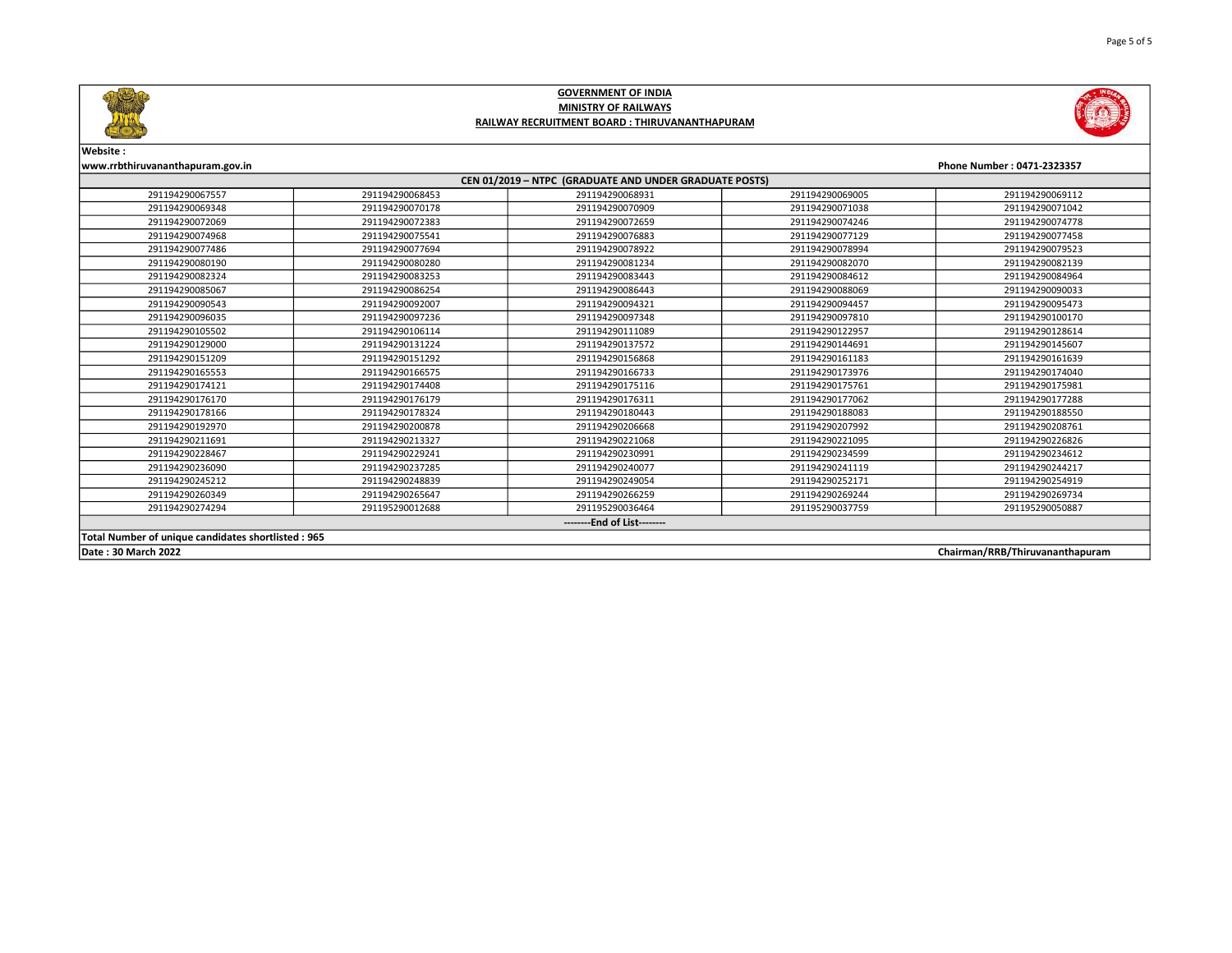**GOVERNMENT OF INDIA**
**MINISTRY OF RAILWAYS**
**RAILWAY RECRUITMENT BOARD : THIRUVANANTHAPURAM**

**Website :**
**www.rrbthiruvananthapuram.gov.in**

**Phone Number : 0471-2323357**

**CEN 01/2019 – NTPC (GRADUATE AND UNDER GRADUATE POSTS)**

| | | | | |
|---|---|---|---|---|
| 291194290067557 | 291194290068453 | 291194290068931 | 291194290069005 | 291194290069112 |
| 291194290069348 | 291194290070178 | 291194290070909 | 291194290071038 | 291194290071042 |
| 291194290072069 | 291194290072383 | 291194290072659 | 291194290074246 | 291194290074778 |
| 291194290074968 | 291194290075541 | 291194290076883 | 291194290077129 | 291194290077458 |
| 291194290077486 | 291194290077694 | 291194290078922 | 291194290078994 | 291194290079523 |
| 291194290080190 | 291194290080280 | 291194290081234 | 291194290082070 | 291194290082139 |
| 291194290082324 | 291194290083253 | 291194290083443 | 291194290084612 | 291194290084964 |
| 291194290085067 | 291194290086254 | 291194290086443 | 291194290088069 | 291194290090033 |
| 291194290090543 | 291194290092007 | 291194290094321 | 291194290094457 | 291194290095473 |
| 291194290096035 | 291194290097236 | 291194290097348 | 291194290097810 | 291194290100170 |
| 291194290105502 | 291194290106114 | 291194290111089 | 291194290122957 | 291194290128614 |
| 291194290129000 | 291194290131224 | 291194290137572 | 291194290144691 | 291194290145607 |
| 291194290151209 | 291194290151292 | 291194290156868 | 291194290161183 | 291194290161639 |
| 291194290165553 | 291194290166575 | 291194290166733 | 291194290173976 | 291194290174040 |
| 291194290174121 | 291194290174408 | 291194290175116 | 291194290175761 | 291194290175981 |
| 291194290176170 | 291194290176179 | 291194290176311 | 291194290177062 | 291194290177288 |
| 291194290178166 | 291194290178324 | 291194290180443 | 291194290188083 | 291194290188550 |
| 291194290192970 | 291194290200878 | 291194290206668 | 291194290207992 | 291194290208761 |
| 291194290211691 | 291194290213327 | 291194290221068 | 291194290221095 | 291194290226826 |
| 291194290228467 | 291194290229241 | 291194290230991 | 291194290234599 | 291194290234612 |
| 291194290236090 | 291194290237285 | 291194290240077 | 291194290241119 | 291194290244217 |
| 291194290245212 | 291194290248839 | 291194290249054 | 291194290252171 | 291194290254919 |
| 291194290260349 | 291194290265647 | 291194290266259 | 291194290269244 | 291194290269734 |
| 291194290274294 | 291195290012688 | 291195290036464 | 291195290037759 | 291195290050887 |

--------End of List--------

**Total Number of unique candidates shortlisted : 965**

**Date : 30 March 2022**

**Chairman/RRB/Thiruvananthapuram**